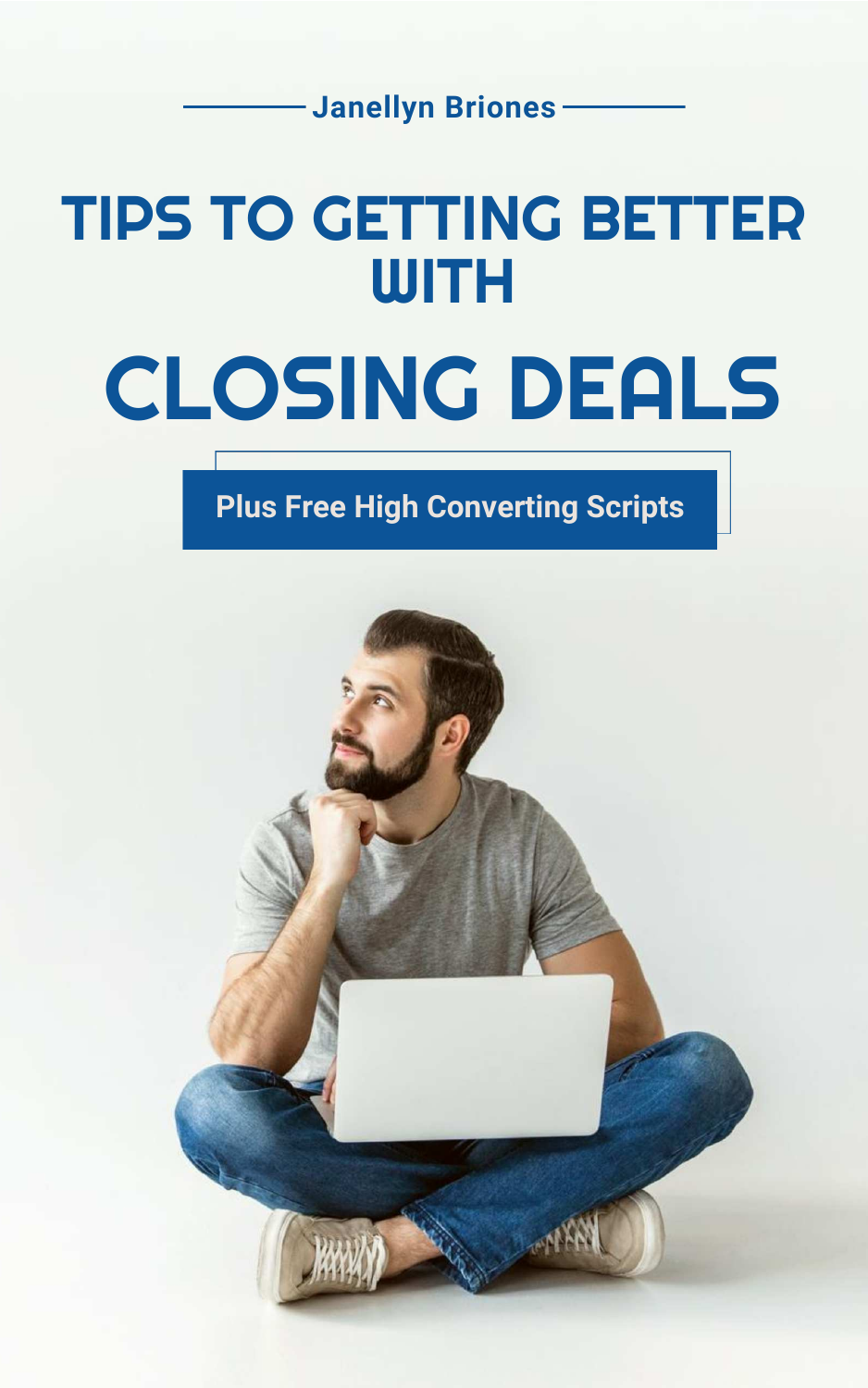Janellyn Briones

# TIPS TO GETTING BETTER WITH CLOSING DEALS

**Plus Free High Converting Scripts**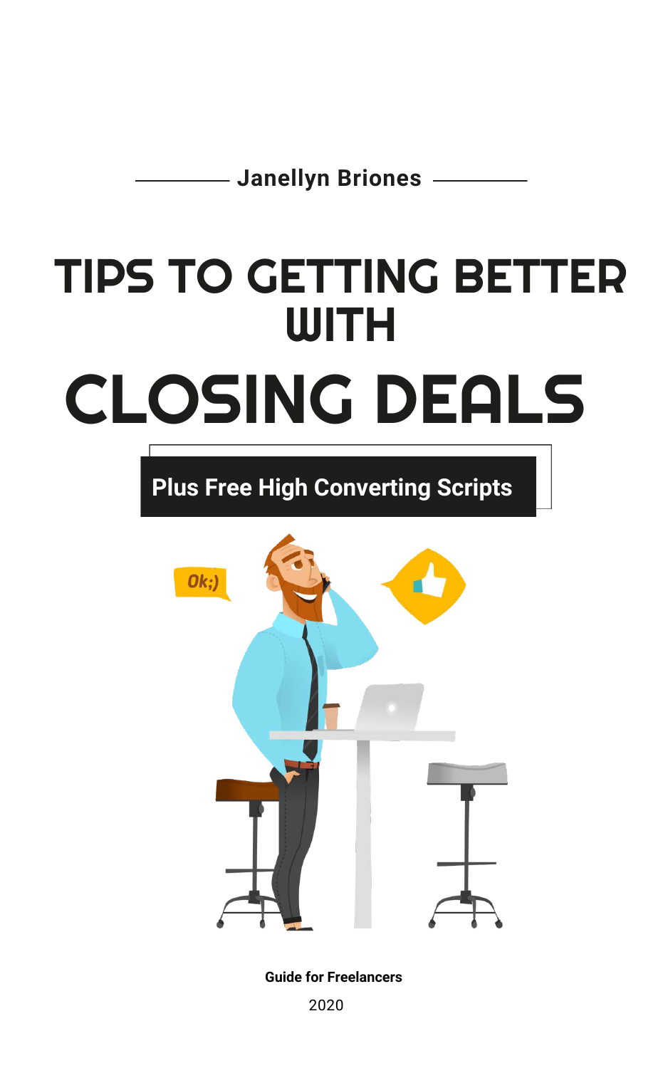Janellyn Briones

# TIPS TO GETTING BETTER WITH CLOSING DEALS

**Plus Free High Converting Scripts**

**Guide for Freelancers**

2020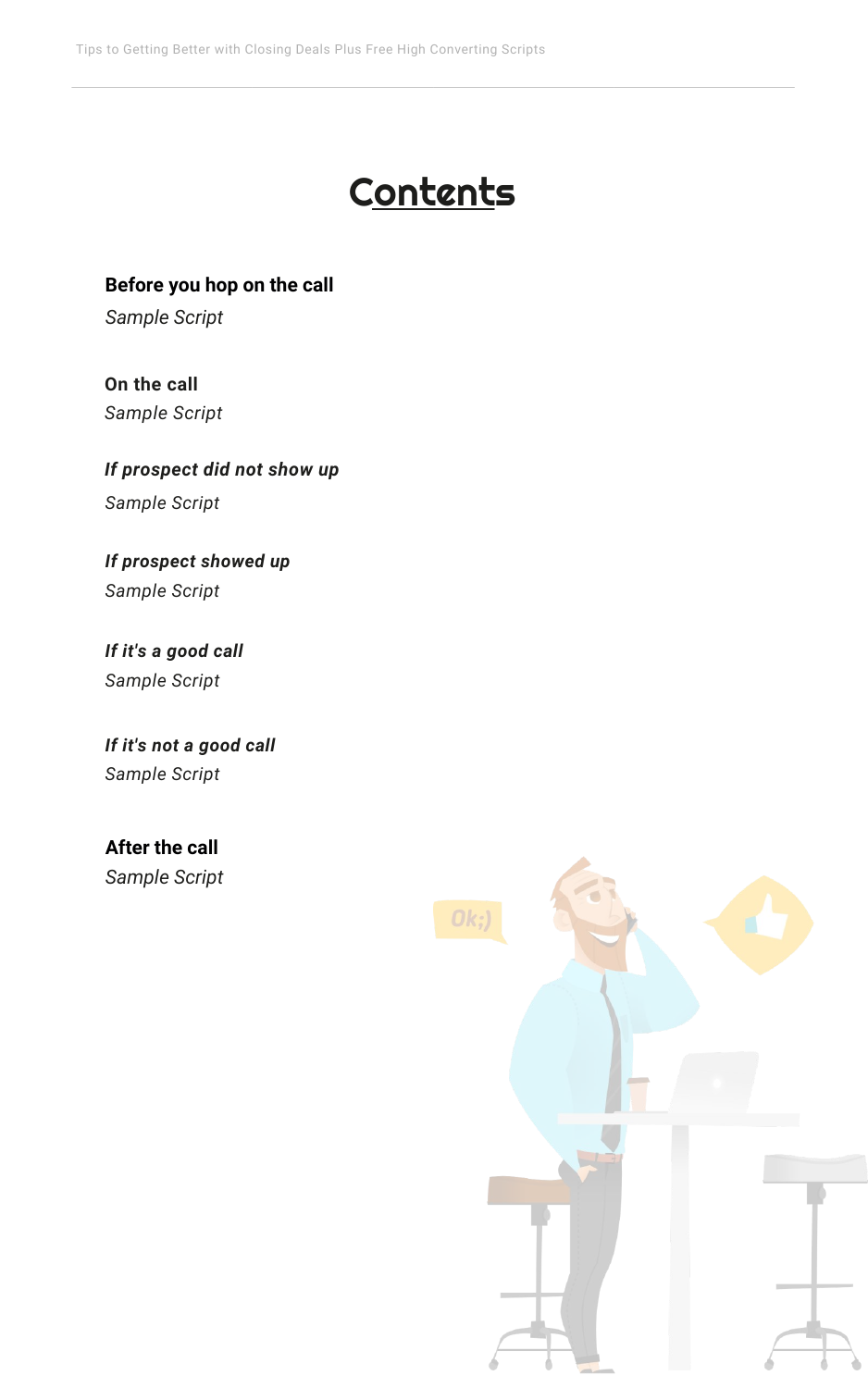# Contents

**Before you hop on the call**

*Sample Script*

**On the call**

*Sample Script*

***If prospect did not show up***

*Sample Script*

***If prospect showed up***

*Sample Script*

***If it's a good call***

*Sample Script*

***If it's not a good call***

*Sample Script*

**After the call**

*Sample Script*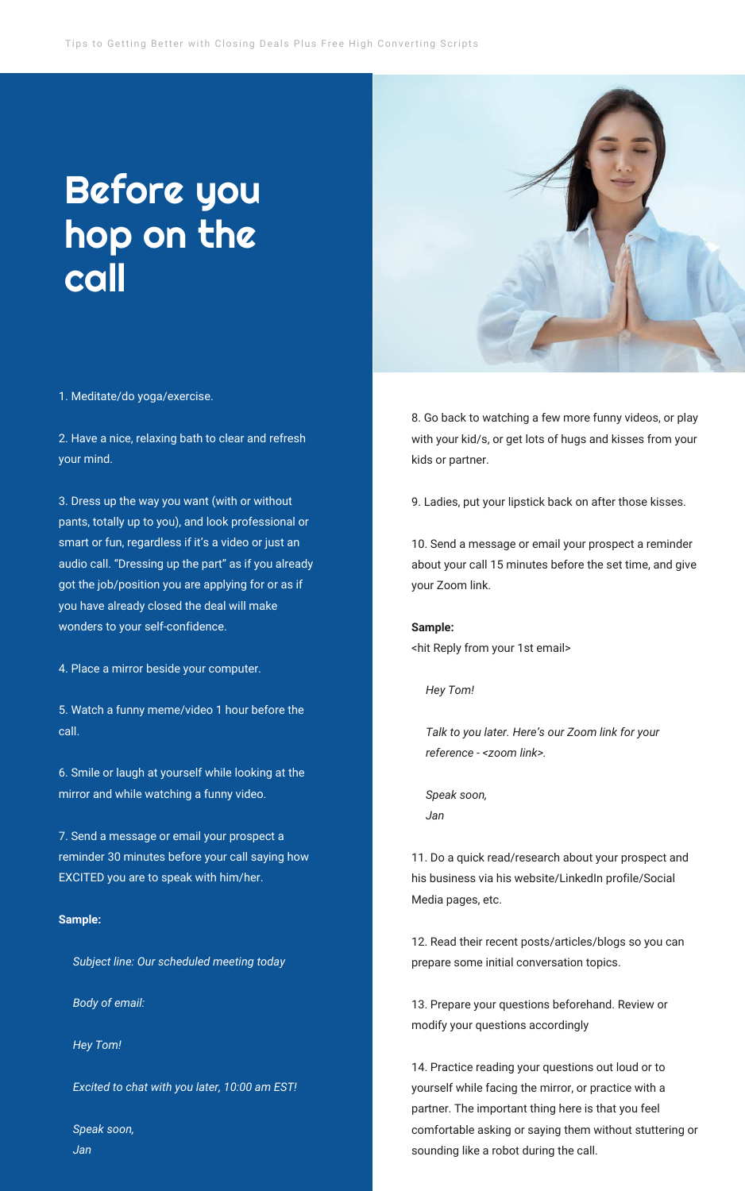# Before you hop on the call

1. Meditate/do yoga/exercise.

2. Have a nice, relaxing bath to clear and refresh your mind.

3. Dress up the way you want (with or without pants, totally up to you), and look professional or smart or fun, regardless if it's a video or just an audio call. "Dressing up the part" as if you already got the job/position you are applying for or as if you have already closed the deal will make wonders to your self-confidence.

4. Place a mirror beside your computer.

5. Watch a funny meme/video 1 hour before the call.

6. Smile or laugh at yourself while looking at the mirror and while watching a funny video.

7. Send a message or email your prospect a reminder 30 minutes before your call saying how EXCITED you are to speak with him/her.

**Sample:**

> *Subject line: Our scheduled meeting today*
>
> *Body of email:*
>
> *Hey Tom!*
>
> *Excited to chat with you later, 10:00 am EST!*
>
> *Speak soon,*
> *Jan*

8. Go back to watching a few more funny videos, or play with your kid/s, or get lots of hugs and kisses from your kids or partner.

9. Ladies, put your lipstick back on after those kisses.

10. Send a message or email your prospect a reminder about your call 15 minutes before the set time, and give your Zoom link.

**Sample:**
<hit Reply from your 1st email>

> *Hey Tom!*
>
> *Talk to you later. Here's our Zoom link for your reference - <zoom link>.*
>
> *Speak soon,*
> *Jan*

11. Do a quick read/research about your prospect and his business via his website/LinkedIn profile/Social Media pages, etc.

12. Read their recent posts/articles/blogs so you can prepare some initial conversation topics.

13. Prepare your questions beforehand. Review or modify your questions accordingly

14. Practice reading your questions out loud or to yourself while facing the mirror, or practice with a partner. The important thing here is that you feel comfortable asking or saying them without stuttering or sounding like a robot during the call.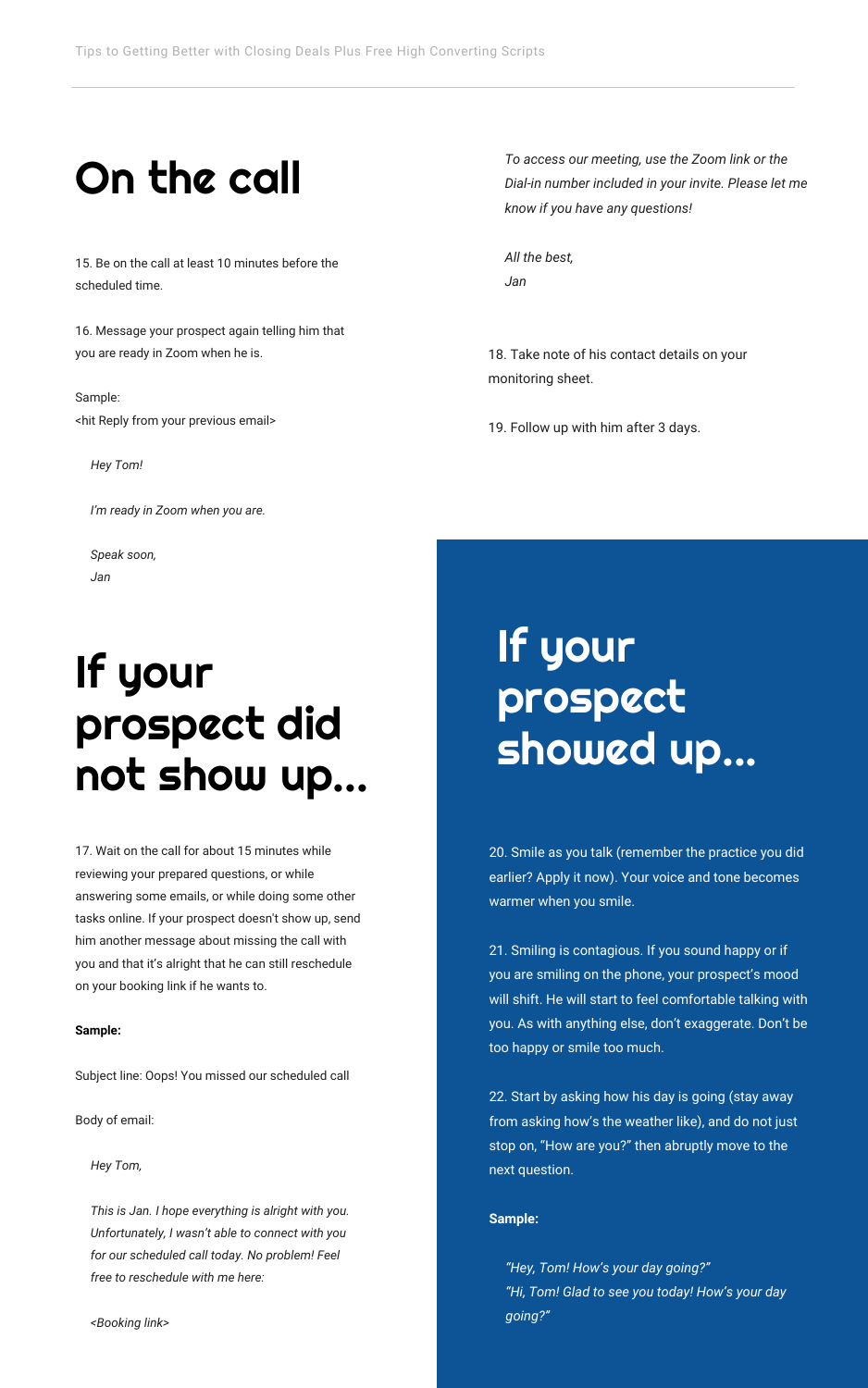# On the call

15. Be on the call at least 10 minutes before the scheduled time.

16. Message your prospect again telling him that you are ready in Zoom when he is.

Sample:
<hit Reply from your previous email>

> *Hey Tom!*
>
> *I'm ready in Zoom when you are.*
>
> *Speak soon,*
> *Jan*

# If your prospect did not show up...

17. Wait on the call for about 15 minutes while reviewing your prepared questions, or while answering some emails, or while doing some other tasks online. If your prospect doesn't show up, send him another message about missing the call with you and that it's alright that he can still reschedule on your booking link if he wants to.

**Sample:**

Subject line: Oops! You missed our scheduled call

Body of email:

> *Hey Tom,*
>
> *This is Jan. I hope everything is alright with you. Unfortunately, I wasn't able to connect with you for our scheduled call today. No problem! Feel free to reschedule with me here:*
>
> *<Booking link>*
>
> *To access our meeting, use the Zoom link or the Dial-in number included in your invite. Please let me know if you have any questions!*
>
> *All the best,*
> *Jan*

18. Take note of his contact details on your monitoring sheet.

19. Follow up with him after 3 days.

# If your prospect showed up...

20. Smile as you talk (remember the practice you did earlier? Apply it now). Your voice and tone becomes warmer when you smile.

21. Smiling is contagious. If you sound happy or if you are smiling on the phone, your prospect's mood will shift. He will start to feel comfortable talking with you. As with anything else, don't exaggerate. Don't be too happy or smile too much.

22. Start by asking how his day is going (stay away from asking how's the weather like), and do not just stop on, "How are you?" then abruptly move to the next question.

**Sample:**

> *"Hey, Tom! How's your day going?"*
> *"Hi, Tom! Glad to see you today! How's your day going?"*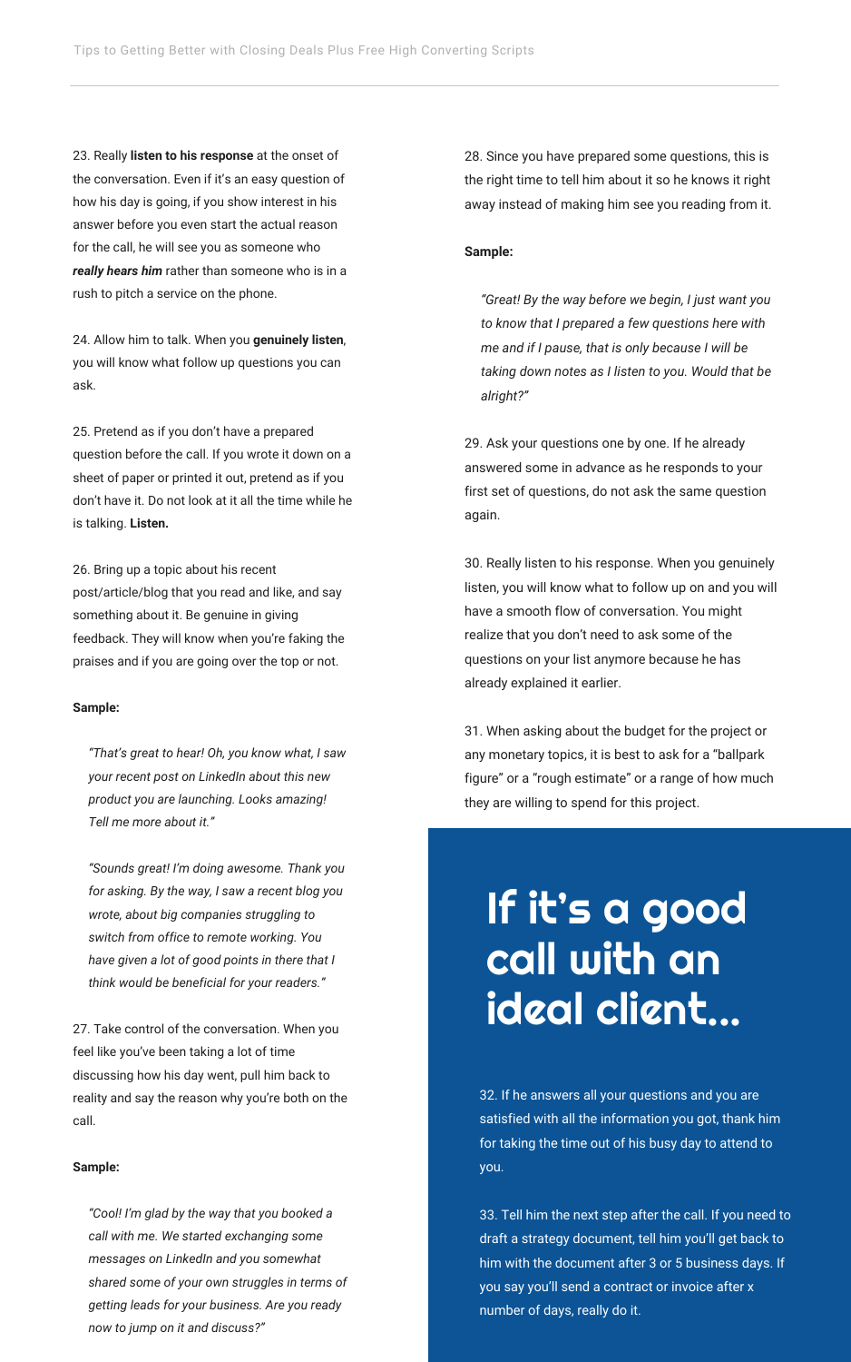23. Really **listen to his response** at the onset of the conversation. Even if it's an easy question of how his day is going, if you show interest in his answer before you even start the actual reason for the call, he will see you as someone who ***really hears him*** rather than someone who is in a rush to pitch a service on the phone.

24. Allow him to talk. When you **genuinely listen**, you will know what follow up questions you can ask.

25. Pretend as if you don't have a prepared question before the call. If you wrote it down on a sheet of paper or printed it out, pretend as if you don't have it. Do not look at it all the time while he is talking. **Listen.**

26. Bring up a topic about his recent post/article/blog that you read and like, and say something about it. Be genuine in giving feedback. They will know when you're faking the praises and if you are going over the top or not.

**Sample:**

> *"That's great to hear! Oh, you know what, I saw your recent post on LinkedIn about this new product you are launching. Looks amazing! Tell me more about it."*
>
> *"Sounds great! I'm doing awesome. Thank you for asking. By the way, I saw a recent blog you wrote, about big companies struggling to switch from office to remote working. You have given a lot of good points in there that I think would be beneficial for your readers."*

27. Take control of the conversation. When you feel like you've been taking a lot of time discussing how his day went, pull him back to reality and say the reason why you're both on the call.

**Sample:**

> *"Cool! I'm glad by the way that you booked a call with me. We started exchanging some messages on LinkedIn and you somewhat shared some of your own struggles in terms of getting leads for your business. Are you ready now to jump on it and discuss?"*

28. Since you have prepared some questions, this is the right time to tell him about it so he knows it right away instead of making him see you reading from it.

**Sample:**

> *"Great! By the way before we begin, I just want you to know that I prepared a few questions here with me and if I pause, that is only because I will be taking down notes as I listen to you. Would that be alright?"*

29. Ask your questions one by one. If he already answered some in advance as he responds to your first set of questions, do not ask the same question again.

30. Really listen to his response. When you genuinely listen, you will know what to follow up on and you will have a smooth flow of conversation. You might realize that you don't need to ask some of the questions on your list anymore because he has already explained it earlier.

31. When asking about the budget for the project or any monetary topics, it is best to ask for a "ballpark figure" or a "rough estimate" or a range of how much they are willing to spend for this project.

## If it's a good call with an ideal client...

32. If he answers all your questions and you are satisfied with all the information you got, thank him for taking the time out of his busy day to attend to you.

33. Tell him the next step after the call. If you need to draft a strategy document, tell him you'll get back to him with the document after 3 or 5 business days. If you say you'll send a contract or invoice after x number of days, really do it.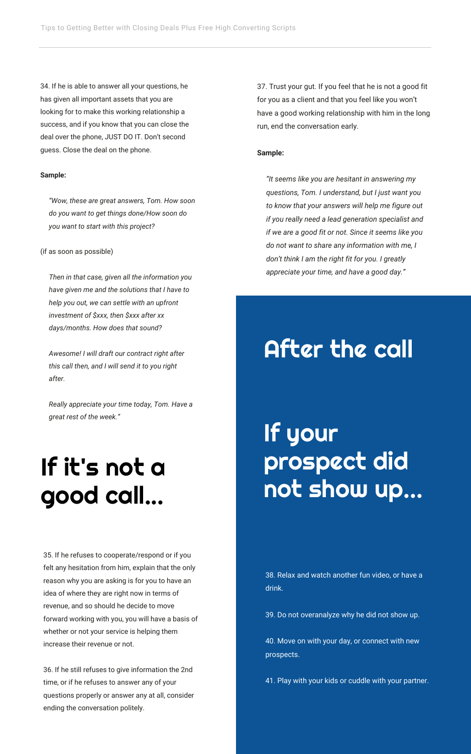34. If he is able to answer all your questions, he has given all important assets that you are looking for to make this working relationship a success, and if you know that you can close the deal over the phone, JUST DO IT. Don't second guess. Close the deal on the phone.

**Sample:**

> *"Wow, these are great answers, Tom. How soon do you want to get things done/How soon do you want to start with this project?*

(if as soon as possible)

> *Then in that case, given all the information you have given me and the solutions that I have to help you out, we can settle with an upfront investment of $xxx, then $xxx after xx days/months. How does that sound?*
>
> *Awesome! I will draft our contract right after this call then, and I will send it to you right after.*
>
> *Really appreciate your time today, Tom. Have a great rest of the week."*

# If it's not a good call...

35. If he refuses to cooperate/respond or if you felt any hesitation from him, explain that the only reason why you are asking is for you to have an idea of where they are right now in terms of revenue, and so should he decide to move forward working with you, you will have a basis of whether or not your service is helping them increase their revenue or not.

36. If he still refuses to give information the 2nd time, or if he refuses to answer any of your questions properly or answer any at all, consider ending the conversation politely.

37. Trust your gut. If you feel that he is not a good fit for you as a client and that you feel like you won't have a good working relationship with him in the long run, end the conversation early.

**Sample:**

> *"It seems like you are hesitant in answering my questions, Tom. I understand, but I just want you to know that your answers will help me figure out if you really need a lead generation specialist and if we are a good fit or not. Since it seems like you do not want to share any information with me, I don't think I am the right fit for you. I greatly appreciate your time, and have a good day."*

# After the call

# If your prospect did not show up...

38. Relax and watch another fun video, or have a drink.

39. Do not overanalyze why he did not show up.

40. Move on with your day, or connect with new prospects.

41. Play with your kids or cuddle with your partner.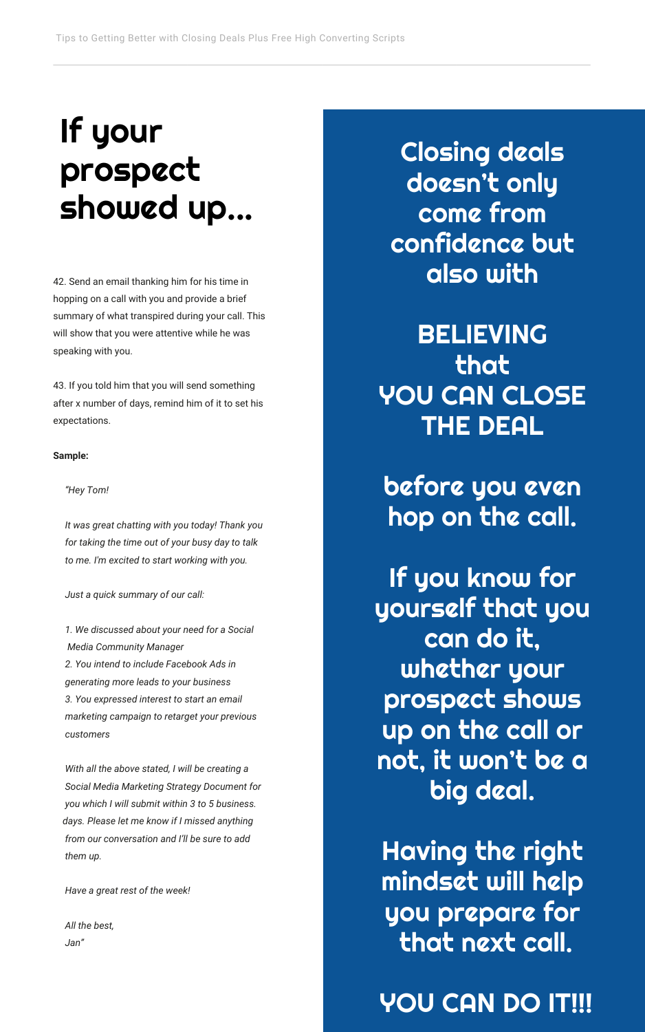# If your prospect showed up...

42. Send an email thanking him for his time in hopping on a call with you and provide a brief summary of what transpired during your call. This will show that you were attentive while he was speaking with you.

43. If you told him that you will send something after x number of days, remind him of it to set his expectations.

**Sample:**

*"Hey Tom!*

*It was great chatting with you today! Thank you for taking the time out of your busy day to talk to me. I'm excited to start working with you.*

*Just a quick summary of our call:*

*1. We discussed about your need for a Social Media Community Manager*
*2. You intend to include Facebook Ads in generating more leads to your business*
*3. You expressed interest to start an email marketing campaign to retarget your previous customers*

*With all the above stated, I will be creating a Social Media Marketing Strategy Document for you which I will submit within 3 to 5 business. days. Please let me know if I missed anything from our conversation and I'll be sure to add them up.*

*Have a great rest of the week!*

*All the best,*
*Jan"*

**Closing deals doesn't only come from confidence but also with**

**BELIEVING that YOU CAN CLOSE THE DEAL**

**before you even hop on the call.**

**If you know for yourself that you can do it, whether your prospect shows up on the call or not, it won't be a big deal.**

**Having the right mindset will help you prepare for that next call.**

**YOU CAN DO IT!!!**